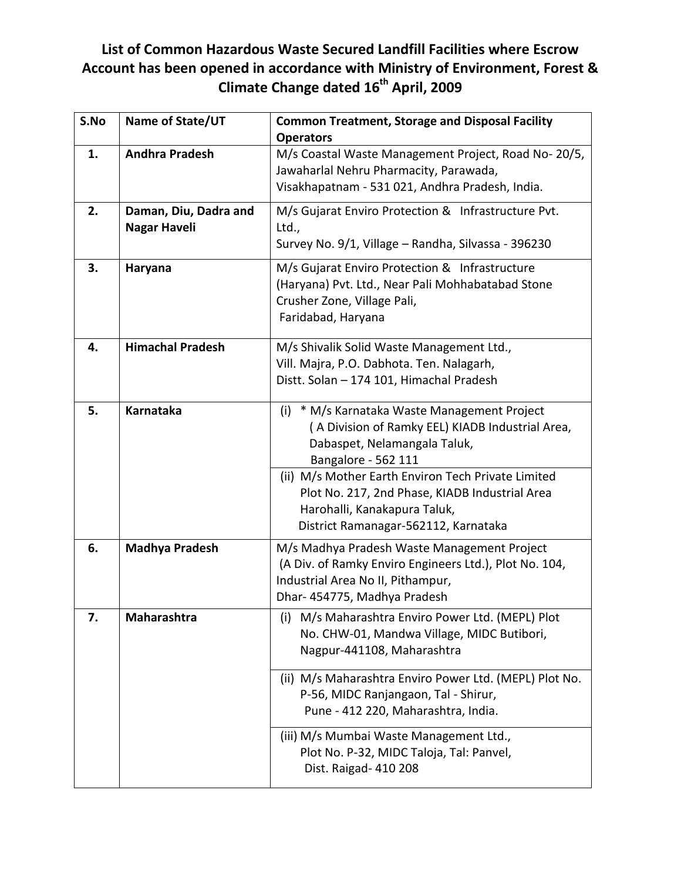# List of Common Hazardous Waste Secured Landfill Facilities where Escrow Account has been opened in accordance with Ministry of Environment, Forest & Climate Change dated 16th April, 2009

| S.No | Name of State/UT | Common Treatment, Storage and Disposal Facility Operators |
|---|---|---|
| 1. | **Andhra Pradesh** | M/s Coastal Waste Management Project, Road No- 20/5, Jawaharlal Nehru Pharmacity, Parawada, Visakhapatnam - 531 021, Andhra Pradesh, India. |
| 2. | **Daman, Diu, Dadra and Nagar Haveli** | M/s Gujarat Enviro Protection & Infrastructure Pvt. Ltd., Survey No. 9/1, Village – Randha, Silvassa - 396230 |
| 3. | **Haryana** | M/s Gujarat Enviro Protection & Infrastructure (Haryana) Pvt. Ltd., Near Pali Mohhabatabad Stone Crusher Zone, Village Pali, Faridabad, Haryana |
| 4. | **Himachal Pradesh** | M/s Shivalik Solid Waste Management Ltd., Vill. Majra, P.O. Dabhota. Ten. Nalagarh, Distt. Solan – 174 101, Himachal Pradesh |
| 5. | **Karnataka** | (i) * M/s Karnataka Waste Management Project ( A Division of Ramky EEL) KIADB Industrial Area, Dabaspet, Nelamangala Taluk, Bangalore - 562 111 |
| | | (ii) M/s Mother Earth Environ Tech Private Limited Plot No. 217, 2nd Phase, KIADB Industrial Area Harohalli, Kanakapura Taluk, District Ramanagar-562112, Karnataka |
| 6. | **Madhya Pradesh** | M/s Madhya Pradesh Waste Management Project (A Div. of Ramky Enviro Engineers Ltd.), Plot No. 104, Industrial Area No II, Pithampur, Dhar- 454775, Madhya Pradesh |
| 7. | **Maharashtra** | (i) M/s Maharashtra Enviro Power Ltd. (MEPL) Plot No. CHW-01, Mandwa Village, MIDC Butibori, Nagpur-441108, Maharashtra |
| | | (ii) M/s Maharashtra Enviro Power Ltd. (MEPL) Plot No. P-56, MIDC Ranjangaon, Tal - Shirur, Pune - 412 220, Maharashtra, India. |
| | | (iii) M/s Mumbai Waste Management Ltd., Plot No. P-32, MIDC Taloja, Tal: Panvel, Dist. Raigad- 410 208 |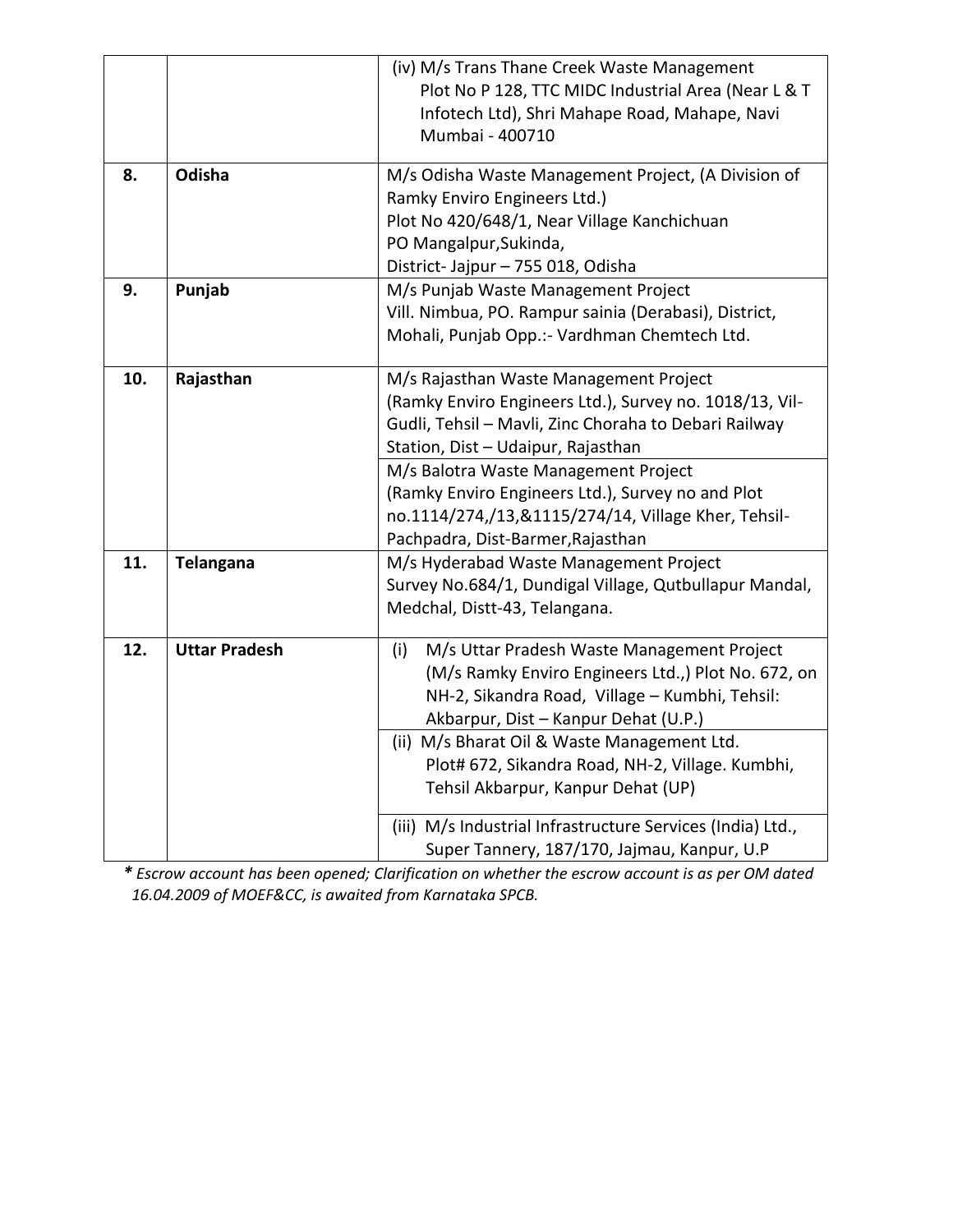| | | |
|---|---|---|
| | | (iv) M/s Trans Thane Creek Waste Management Plot No P 128, TTC MIDC Industrial Area (Near L & T Infotech Ltd), Shri Mahape Road, Mahape, Navi Mumbai - 400710 |
| **8.** | **Odisha** | M/s Odisha Waste Management Project, (A Division of Ramky Enviro Engineers Ltd.) Plot No 420/648/1, Near Village Kanchichuan PO Mangalpur,Sukinda, District- Jajpur – 755 018, Odisha |
| **9.** | **Punjab** | M/s Punjab Waste Management Project Vill. Nimbua, PO. Rampur sainia (Derabasi), District, Mohali, Punjab Opp.:- Vardhman Chemtech Ltd. |
| **10.** | **Rajasthan** | M/s Rajasthan Waste Management Project (Ramky Enviro Engineers Ltd.), Survey no. 1018/13, Vil-Gudli, Tehsil – Mavli, Zinc Choraha to Debari Railway Station, Dist – Udaipur, Rajasthan |
| | | M/s Balotra Waste Management Project (Ramky Enviro Engineers Ltd.), Survey no and Plot no.1114/274,/13,&1115/274/14, Village Kher, Tehsil-Pachpadra, Dist-Barmer,Rajasthan |
| **11.** | **Telangana** | M/s Hyderabad Waste Management Project Survey No.684/1, Dundigal Village, Qutbullapur Mandal, Medchal, Distt-43, Telangana. |
| **12.** | **Uttar Pradesh** | (i) M/s Uttar Pradesh Waste Management Project (M/s Ramky Enviro Engineers Ltd.,) Plot No. 672, on NH-2, Sikandra Road, Village – Kumbhi, Tehsil: Akbarpur, Dist – Kanpur Dehat (U.P.) |
| | | (ii) M/s Bharat Oil & Waste Management Ltd. Plot# 672, Sikandra Road, NH-2, Village. Kumbhi, Tehsil Akbarpur, Kanpur Dehat (UP) |
| | | (iii) M/s Industrial Infrastructure Services (India) Ltd., Super Tannery, 187/170, Jajmau, Kanpur, U.P |

***** *Escrow account has been opened; Clarification on whether the escrow account is as per OM dated 16.04.2009 of MOEF&CC, is awaited from Karnataka SPCB.*